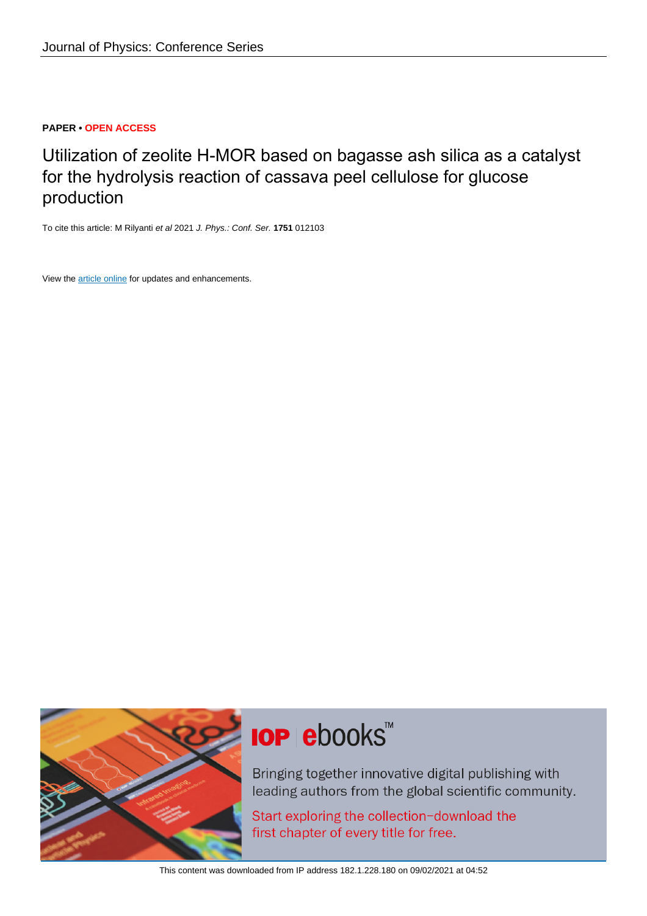**PAPER • OPEN ACCESS**

# Utilization of zeolite H-MOR based on bagasse ash silica as a catalyst for the hydrolysis reaction of cassava peel cellulose for glucose production

To cite this article: M Rilyanti *et al* 2021 *J. Phys.: Conf. Ser.* **1751** 012103

View the article online for updates and enhancements.

This content was downloaded from IP address 182.1.228.180 on 09/02/2021 at 04:52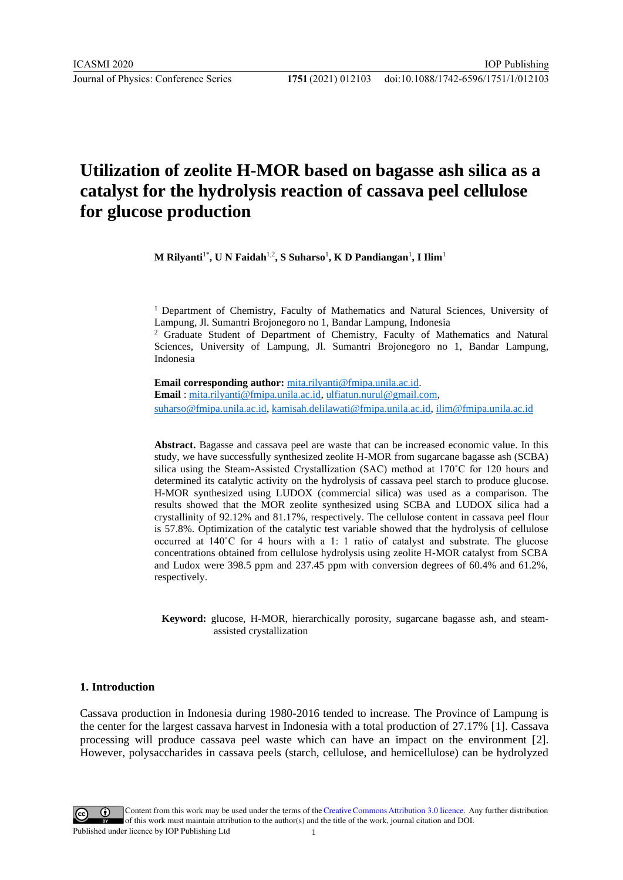# Utilization of zeolite H-MOR based on bagasse ash silica as a catalyst for the hydrolysis reaction of cassava peel cellulose for glucose production

**M Rilyanti[1*], U N Faidah[1,2], S Suharso[1], K D Pandiangan[1], I Ilim[1]**

[1] Department of Chemistry, Faculty of Mathematics and Natural Sciences, University of Lampung, Jl. Sumantri Brojonegoro no 1, Bandar Lampung, Indonesia
[2] Graduate Student of Department of Chemistry, Faculty of Mathematics and Natural Sciences, University of Lampung, Jl. Sumantri Brojonegoro no 1, Bandar Lampung, Indonesia

**Email corresponding author:** mita.rilyanti@fmipa.unila.ac.id.
**Email** : mita.rilyanti@fmipa.unila.ac.id, ulfiatun.nurul@gmail.com, suharso@fmipa.unila.ac.id, kamisah.delilawati@fmipa.unila.ac.id, ilim@fmipa.unila.ac.id

**Abstract.** Bagasse and cassava peel are waste that can be increased economic value. In this study, we have successfully synthesized zeolite H-MOR from sugarcane bagasse ash (SCBA) silica using the Steam-Assisted Crystallization (SAC) method at 170˚C for 120 hours and determined its catalytic activity on the hydrolysis of cassava peel starch to produce glucose. H-MOR synthesized using LUDOX (commercial silica) was used as a comparison. The results showed that the MOR zeolite synthesized using SCBA and LUDOX silica had a crystallinity of 92.12% and 81.17%, respectively. The cellulose content in cassava peel flour is 57.8%. Optimization of the catalytic test variable showed that the hydrolysis of cellulose occurred at 140˚C for 4 hours with a 1: 1 ratio of catalyst and substrate. The glucose concentrations obtained from cellulose hydrolysis using zeolite H-MOR catalyst from SCBA and Ludox were 398.5 ppm and 237.45 ppm with conversion degrees of 60.4% and 61.2%, respectively.

**Keyword:** glucose, H-MOR, hierarchically porosity, sugarcane bagasse ash, and steam-assisted crystallization

## 1. Introduction

Cassava production in Indonesia during 1980-2016 tended to increase. The Province of Lampung is the center for the largest cassava harvest in Indonesia with a total production of 27.17% [1]. Cassava processing will produce cassava peel waste which can have an impact on the environment [2]. However, polysaccharides in cassava peels (starch, cellulose, and hemicellulose) can be hydrolyzed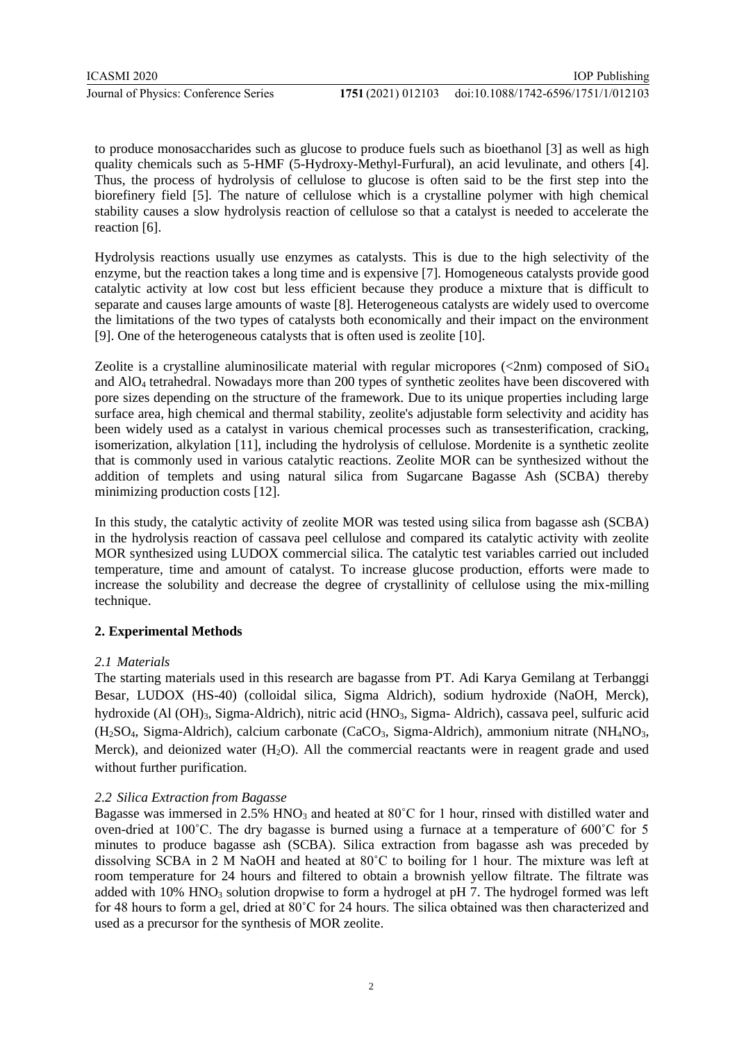to produce monosaccharides such as glucose to produce fuels such as bioethanol [3] as well as high quality chemicals such as 5-HMF (5-Hydroxy-Methyl-Furfural), an acid levulinate, and others [4]. Thus, the process of hydrolysis of cellulose to glucose is often said to be the first step into the biorefinery field [5]. The nature of cellulose which is a crystalline polymer with high chemical stability causes a slow hydrolysis reaction of cellulose so that a catalyst is needed to accelerate the reaction [6].

Hydrolysis reactions usually use enzymes as catalysts. This is due to the high selectivity of the enzyme, but the reaction takes a long time and is expensive [7]. Homogeneous catalysts provide good catalytic activity at low cost but less efficient because they produce a mixture that is difficult to separate and causes large amounts of waste [8]. Heterogeneous catalysts are widely used to overcome the limitations of the two types of catalysts both economically and their impact on the environment [9]. One of the heterogeneous catalysts that is often used is zeolite [10].

Zeolite is a crystalline aluminosilicate material with regular micropores (<2nm) composed of $SiO_4$ and $AlO_4$ tetrahedral. Nowadays more than 200 types of synthetic zeolites have been discovered with pore sizes depending on the structure of the framework. Due to its unique properties including large surface area, high chemical and thermal stability, zeolite's adjustable form selectivity and acidity has been widely used as a catalyst in various chemical processes such as transesterification, cracking, isomerization, alkylation [11], including the hydrolysis of cellulose. Mordenite is a synthetic zeolite that is commonly used in various catalytic reactions. Zeolite MOR can be synthesized without the addition of templets and using natural silica from Sugarcane Bagasse Ash (SCBA) thereby minimizing production costs [12].

In this study, the catalytic activity of zeolite MOR was tested using silica from bagasse ash (SCBA) in the hydrolysis reaction of cassava peel cellulose and compared its catalytic activity with zeolite MOR synthesized using LUDOX commercial silica. The catalytic test variables carried out included temperature, time and amount of catalyst. To increase glucose production, efforts were made to increase the solubility and decrease the degree of crystallinity of cellulose using the mix-milling technique.

## 2. Experimental Methods

### *2.1 Materials*

The starting materials used in this research are bagasse from PT. Adi Karya Gemilang at Terbanggi Besar, LUDOX (HS-40) (colloidal silica, Sigma Aldrich), sodium hydroxide (NaOH, Merck), hydroxide ($Al(OH)_3$, Sigma-Aldrich), nitric acid ($HNO_3$, Sigma- Aldrich), cassava peel, sulfuric acid ($H_2SO_4$, Sigma-Aldrich), calcium carbonate ($CaCO_3$, Sigma-Aldrich), ammonium nitrate ($NH_4NO_3$, Merck), and deionized water ($H_2O$). All the commercial reactants were in reagent grade and used without further purification.

### *2.2 Silica Extraction from Bagasse*

Bagasse was immersed in 2.5% $HNO_3$ and heated at 80˚C for 1 hour, rinsed with distilled water and oven-dried at 100˚C. The dry bagasse is burned using a furnace at a temperature of 600˚C for 5 minutes to produce bagasse ash (SCBA). Silica extraction from bagasse ash was preceded by dissolving SCBA in 2 M NaOH and heated at 80˚C to boiling for 1 hour. The mixture was left at room temperature for 24 hours and filtered to obtain a brownish yellow filtrate. The filtrate was added with 10% $HNO_3$ solution dropwise to form a hydrogel at pH 7. The hydrogel formed was left for 48 hours to form a gel, dried at 80˚C for 24 hours. The silica obtained was then characterized and used as a precursor for the synthesis of MOR zeolite.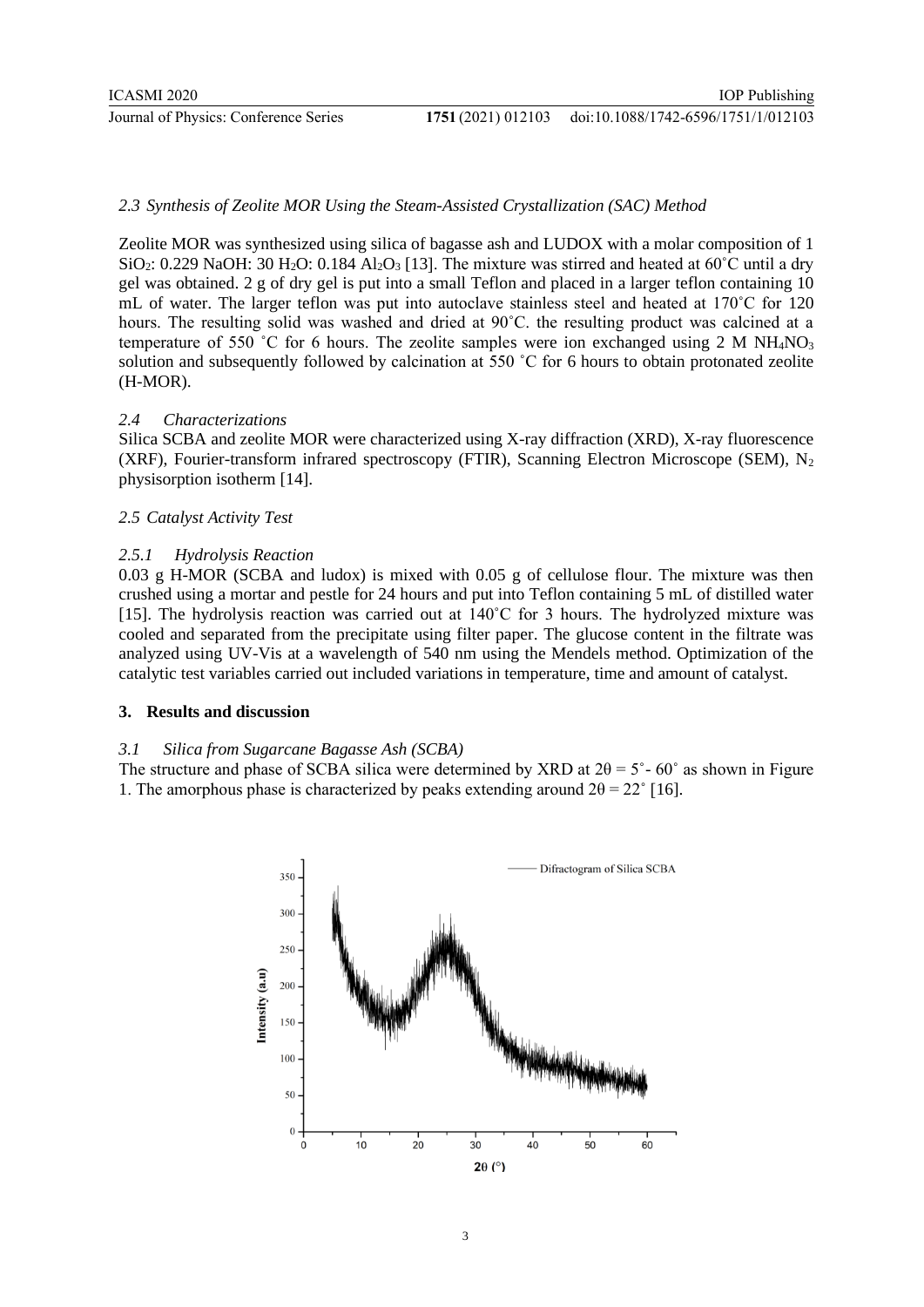### 2.3 Synthesis of Zeolite MOR Using the Steam-Assisted Crystallization (SAC) Method

Zeolite MOR was synthesized using silica of bagasse ash and LUDOX with a molar composition of 1 $SiO_2$: 0.229 NaOH: 30 $H_2O$: 0.184 $Al_2O_3$ [13]. The mixture was stirred and heated at 60˚C until a dry gel was obtained. 2 g of dry gel is put into a small Teflon and placed in a larger teflon containing 10 mL of water. The larger teflon was put into autoclave stainless steel and heated at 170˚C for 120 hours. The resulting solid was washed and dried at 90˚C. the resulting product was calcined at a temperature of 550 ˚C for 6 hours. The zeolite samples were ion exchanged using 2 M $NH_4NO_3$ solution and subsequently followed by calcination at 550 ˚C for 6 hours to obtain protonated zeolite (H-MOR).

### 2.4 Characterizations

Silica SCBA and zeolite MOR were characterized using X-ray diffraction (XRD), X-ray fluorescence (XRF), Fourier-transform infrared spectroscopy (FTIR), Scanning Electron Microscope (SEM), $N_2$ physisorption isotherm [14].

### 2.5 Catalyst Activity Test

#### 2.5.1 Hydrolysis Reaction

0.03 g H-MOR (SCBA and ludox) is mixed with 0.05 g of cellulose flour. The mixture was then crushed using a mortar and pestle for 24 hours and put into Teflon containing 5 mL of distilled water [15]. The hydrolysis reaction was carried out at 140˚C for 3 hours. The hydrolyzed mixture was cooled and separated from the precipitate using filter paper. The glucose content in the filtrate was analyzed using UV-Vis at a wavelength of 540 nm using the Mendels method. Optimization of the catalytic test variables carried out included variations in temperature, time and amount of catalyst.

## 3. Results and discussion

### 3.1 Silica from Sugarcane Bagasse Ash (SCBA)

The structure and phase of SCBA silica were determined by XRD at $2\theta = 5^\circ - 60^\circ$ as shown in Figure 1. The amorphous phase is characterized by peaks extending around $2\theta = 22^\circ$ [16].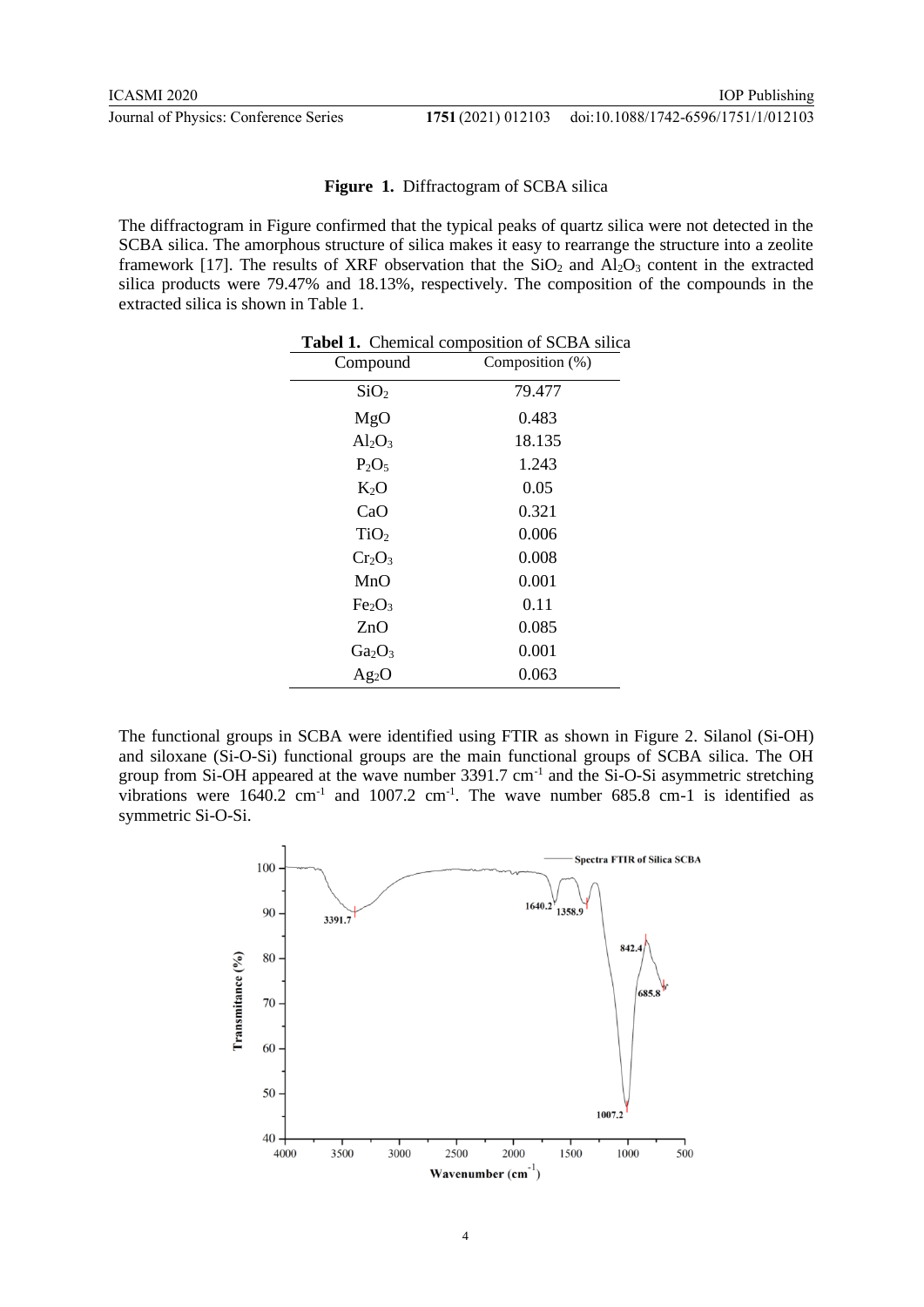**Figure 1.** Diffractogram of SCBA silica

The diffractogram in Figure confirmed that the typical peaks of quartz silica were not detected in the SCBA silica. The amorphous structure of silica makes it easy to rearrange the structure into a zeolite framework [17]. The results of XRF observation that the $SiO_2$ and $Al_2O_3$ content in the extracted silica products were 79.47% and 18.13%, respectively. The composition of the compounds in the extracted silica is shown in Table 1.

**Tabel 1.** Chemical composition of SCBA silica

| Compound | Composition (%) |
|---|---|
| $SiO_2$ | 79.477 |
| MgO | 0.483 |
| $Al_2O_3$ | 18.135 |
| $P_2O_5$ | 1.243 |
| $K_2O$ | 0.05 |
| CaO | 0.321 |
| $TiO_2$ | 0.006 |
| $Cr_2O_3$ | 0.008 |
| MnO | 0.001 |
| $Fe_2O_3$ | 0.11 |
| ZnO | 0.085 |
| $Ga_2O_3$ | 0.001 |
| $Ag_2O$ | 0.063 |

The functional groups in SCBA were identified using FTIR as shown in Figure 2. Silanol (Si-OH) and siloxane (Si-O-Si) functional groups are the main functional groups of SCBA silica. The OH group from Si-OH appeared at the wave number 3391.7 $cm^{-1}$ and the Si-O-Si asymmetric stretching vibrations were 1640.2 $cm^{-1}$ and 1007.2 $cm^{-1}$. The wave number 685.8 cm-1 is identified as symmetric Si-O-Si.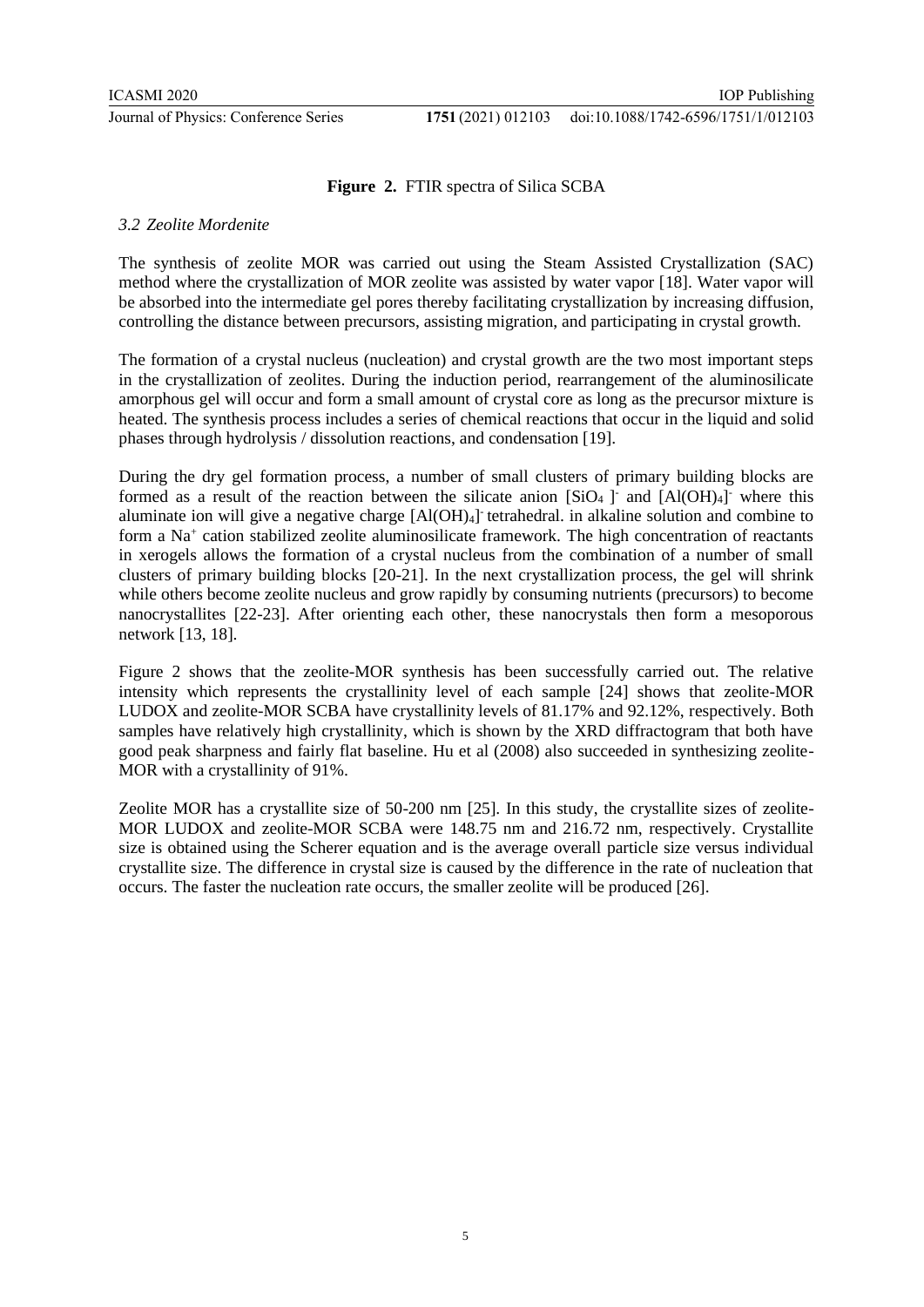**Figure 2.** FTIR spectra of Silica SCBA

### *3.2 Zeolite Mordenite*

The synthesis of zeolite MOR was carried out using the Steam Assisted Crystallization (SAC) method where the crystallization of MOR zeolite was assisted by water vapor [18]. Water vapor will be absorbed into the intermediate gel pores thereby facilitating crystallization by increasing diffusion, controlling the distance between precursors, assisting migration, and participating in crystal growth.

The formation of a crystal nucleus (nucleation) and crystal growth are the two most important steps in the crystallization of zeolites. During the induction period, rearrangement of the aluminosilicate amorphous gel will occur and form a small amount of crystal core as long as the precursor mixture is heated. The synthesis process includes a series of chemical reactions that occur in the liquid and solid phases through hydrolysis / dissolution reactions, and condensation [19].

During the dry gel formation process, a number of small clusters of primary building blocks are formed as a result of the reaction between the silicate anion $[SiO_4]^-$ and $[Al(OH)_4]^-$ where this aluminate ion will give a negative charge $[Al(OH)_4]^-$ tetrahedral. in alkaline solution and combine to form a $Na^+$ cation stabilized zeolite aluminosilicate framework. The high concentration of reactants in xerogels allows the formation of a crystal nucleus from the combination of a number of small clusters of primary building blocks [20-21]. In the next crystallization process, the gel will shrink while others become zeolite nucleus and grow rapidly by consuming nutrients (precursors) to become nanocrystallites [22-23]. After orienting each other, these nanocrystals then form a mesoporous network [13, 18].

Figure 2 shows that the zeolite-MOR synthesis has been successfully carried out. The relative intensity which represents the crystallinity level of each sample [24] shows that zeolite-MOR LUDOX and zeolite-MOR SCBA have crystallinity levels of 81.17% and 92.12%, respectively. Both samples have relatively high crystallinity, which is shown by the XRD diffractogram that both have good peak sharpness and fairly flat baseline. Hu et al (2008) also succeeded in synthesizing zeolite-MOR with a crystallinity of 91%.

Zeolite MOR has a crystallite size of 50-200 nm [25]. In this study, the crystallite sizes of zeolite-MOR LUDOX and zeolite-MOR SCBA were 148.75 nm and 216.72 nm, respectively. Crystallite size is obtained using the Scherer equation and is the average overall particle size versus individual crystallite size. The difference in crystal size is caused by the difference in the rate of nucleation that occurs. The faster the nucleation rate occurs, the smaller zeolite will be produced [26].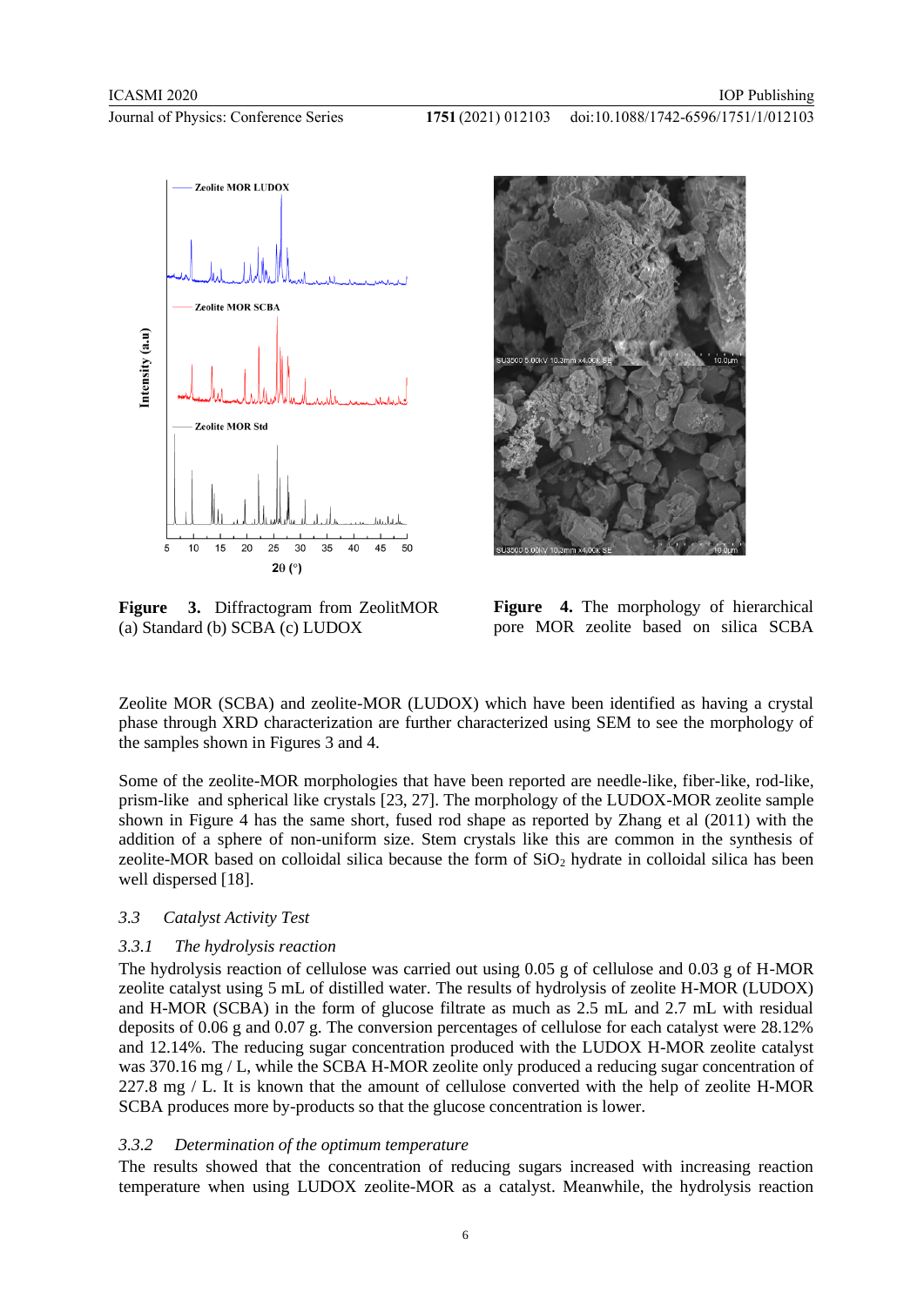Figure 3. Diffractogram from ZeolitMOR (a) Standard (b) SCBA (c) LUDOX

Figure 4. The morphology of hierarchical pore MOR zeolite based on silica SCBA

Zeolite MOR (SCBA) and zeolite-MOR (LUDOX) which have been identified as having a crystal phase through XRD characterization are further characterized using SEM to see the morphology of the samples shown in Figures 3 and 4.

Some of the zeolite-MOR morphologies that have been reported are needle-like, fiber-like, rod-like, prism-like and spherical like crystals [23, 27]. The morphology of the LUDOX-MOR zeolite sample shown in Figure 4 has the same short, fused rod shape as reported by Zhang et al (2011) with the addition of a sphere of non-uniform size. Stem crystals like this are common in the synthesis of zeolite-MOR based on colloidal silica because the form of $SiO_2$ hydrate in colloidal silica has been well dispersed [18].

### *3.3 Catalyst Activity Test*

#### *3.3.1 The hydrolysis reaction*

The hydrolysis reaction of cellulose was carried out using 0.05 g of cellulose and 0.03 g of H-MOR zeolite catalyst using 5 mL of distilled water. The results of hydrolysis of zeolite H-MOR (LUDOX) and H-MOR (SCBA) in the form of glucose filtrate as much as 2.5 mL and 2.7 mL with residual deposits of 0.06 g and 0.07 g. The conversion percentages of cellulose for each catalyst were 28.12% and 12.14%. The reducing sugar concentration produced with the LUDOX H-MOR zeolite catalyst was 370.16 mg / L, while the SCBA H-MOR zeolite only produced a reducing sugar concentration of 227.8 mg / L. It is known that the amount of cellulose converted with the help of zeolite H-MOR SCBA produces more by-products so that the glucose concentration is lower.

#### *3.3.2 Determination of the optimum temperature*

The results showed that the concentration of reducing sugars increased with increasing reaction temperature when using LUDOX zeolite-MOR as a catalyst. Meanwhile, the hydrolysis reaction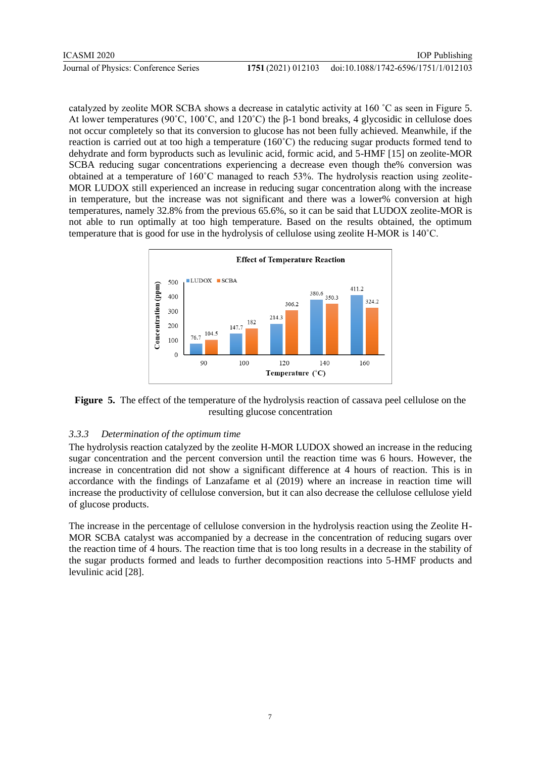catalyzed by zeolite MOR SCBA shows a decrease in catalytic activity at 160 ˚C as seen in Figure 5. At lower temperatures (90˚C, 100˚C, and 120˚C) the β-1 bond breaks, 4 glycosidic in cellulose does not occur completely so that its conversion to glucose has not been fully achieved. Meanwhile, if the reaction is carried out at too high a temperature (160˚C) the reducing sugar products formed tend to dehydrate and form byproducts such as levulinic acid, formic acid, and 5-HMF [15] on zeolite-MOR SCBA reducing sugar concentrations experiencing a decrease even though the% conversion was obtained at a temperature of 160˚C managed to reach 53%. The hydrolysis reaction using zeolite-MOR LUDOX still experienced an increase in reducing sugar concentration along with the increase in temperature, but the increase was not significant and there was a lower% conversion at high temperatures, namely 32.8% from the previous 65.6%, so it can be said that LUDOX zeolite-MOR is not able to run optimally at too high temperature. Based on the results obtained, the optimum temperature that is good for use in the hydrolysis of cellulose using zeolite H-MOR is 140˚C.

**Effect of Temperature Reaction**

| Temperature (˚C) | LUDOX Concentration (ppm) | SCBA Concentration (ppm) |
|---|---|---|
| 90 | 76.7 | 104.5 |
| 100 | 147.7 | 182 |
| 120 | 214.3 | 306.2 |
| 140 | 380.6 | 350.3 |
| 160 | 411.2 | 324.2 |

**Figure 5.** The effect of the temperature of the hydrolysis reaction of cassava peel cellulose on the resulting glucose concentration

#### *3.3.3 Determination of the optimum time*

The hydrolysis reaction catalyzed by the zeolite H-MOR LUDOX showed an increase in the reducing sugar concentration and the percent conversion until the reaction time was 6 hours. However, the increase in concentration did not show a significant difference at 4 hours of reaction. This is in accordance with the findings of Lanzafame et al (2019) where an increase in reaction time will increase the productivity of cellulose conversion, but it can also decrease the cellulose cellulose yield of glucose products.

The increase in the percentage of cellulose conversion in the hydrolysis reaction using the Zeolite H-MOR SCBA catalyst was accompanied by a decrease in the concentration of reducing sugars over the reaction time of 4 hours. The reaction time that is too long results in a decrease in the stability of the sugar products formed and leads to further decomposition reactions into 5-HMF products and levulinic acid [28].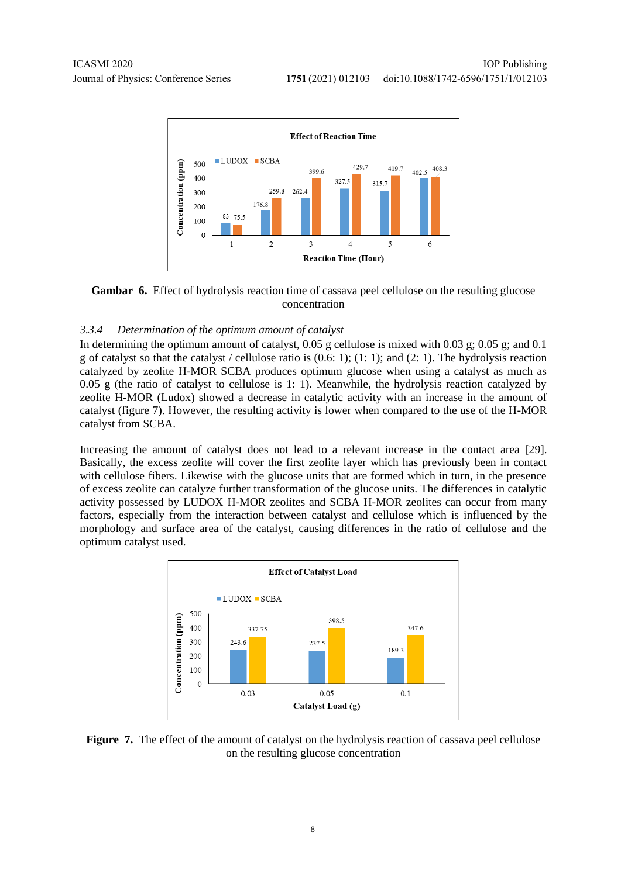Gambar 6. Effect of hydrolysis reaction time of cassava peel cellulose on the resulting glucose concentration

### 3.3.4 *Determination of the optimum amount of catalyst*

In determining the optimum amount of catalyst, 0.05 g cellulose is mixed with 0.03 g; 0.05 g; and 0.1 g of catalyst so that the catalyst / cellulose ratio is (0.6: 1); (1: 1); and (2: 1). The hydrolysis reaction catalyzed by zeolite H-MOR SCBA produces optimum glucose when using a catalyst as much as 0.05 g (the ratio of catalyst to cellulose is 1: 1). Meanwhile, the hydrolysis reaction catalyzed by zeolite H-MOR (Ludox) showed a decrease in catalytic activity with an increase in the amount of catalyst (figure 7). However, the resulting activity is lower when compared to the use of the H-MOR catalyst from SCBA.

Increasing the amount of catalyst does not lead to a relevant increase in the contact area [29]. Basically, the excess zeolite will cover the first zeolite layer which has previously been in contact with cellulose fibers. Likewise with the glucose units that are formed which in turn, in the presence of excess zeolite can catalyze further transformation of the glucose units. The differences in catalytic activity possessed by LUDOX H-MOR zeolites and SCBA H-MOR zeolites can occur from many factors, especially from the interaction between catalyst and cellulose which is influenced by the morphology and surface area of the catalyst, causing differences in the ratio of cellulose and the optimum catalyst used.

Figure 7. The effect of the amount of catalyst on the hydrolysis reaction of cassava peel cellulose on the resulting glucose concentration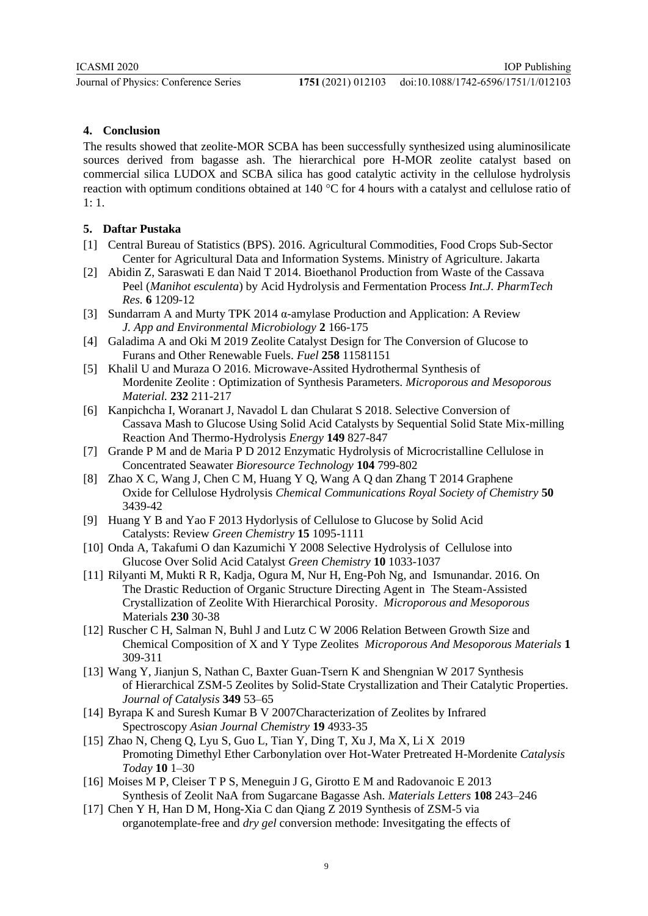## 4. Conclusion

The results showed that zeolite-MOR SCBA has been successfully synthesized using aluminosilicate sources derived from bagasse ash. The hierarchical pore H-MOR zeolite catalyst based on commercial silica LUDOX and SCBA silica has good catalytic activity in the cellulose hydrolysis reaction with optimum conditions obtained at 140 °C for 4 hours with a catalyst and cellulose ratio of 1: 1.

## 5. Daftar Pustaka

[1] Central Bureau of Statistics (BPS). 2016. Agricultural Commodities, Food Crops Sub-Sector Center for Agricultural Data and Information Systems. Ministry of Agriculture. Jakarta

[2] Abidin Z, Saraswati E dan Naid T 2014. Bioethanol Production from Waste of the Cassava Peel (*Manihot esculenta*) by Acid Hydrolysis and Fermentation Process *Int.J. PharmTech Res.* **6** 1209-12

[3] Sundarram A and Murty TPK 2014 α-amylase Production and Application: A Review *J. App and Environmental Microbiology* **2** 166-175

[4] Galadima A and Oki M 2019 Zeolite Catalyst Design for The Conversion of Glucose to Furans and Other Renewable Fuels. *Fuel* **258** 11581151

[5] Khalil U and Muraza O 2016. Microwave-Assited Hydrothermal Synthesis of Mordenite Zeolite : Optimization of Synthesis Parameters. *Microporous and Mesoporous Material.* **232** 211-217

[6] Kanpichcha I, Woranart J, Navadol L dan Chularat S 2018. Selective Conversion of Cassava Mash to Glucose Using Solid Acid Catalysts by Sequential Solid State Mix-milling Reaction And Thermo-Hydrolysis *Energy* **149** 827-847

[7] Grande P M and de Maria P D 2012 Enzymatic Hydrolysis of Microcristalline Cellulose in Concentrated Seawater *Bioresource Technology* **104** 799-802

[8] Zhao X C, Wang J, Chen C M, Huang Y Q, Wang A Q dan Zhang T 2014 Graphene Oxide for Cellulose Hydrolysis *Chemical Communications Royal Society of Chemistry* **50** 3439-42

[9] Huang Y B and Yao F 2013 Hydorlysis of Cellulose to Glucose by Solid Acid Catalysts: Review *Green Chemistry* **15** 1095-1111

[10] Onda A, Takafumi O dan Kazumichi Y 2008 Selective Hydrolysis of Cellulose into Glucose Over Solid Acid Catalyst *Green Chemistry* **10** 1033-1037

[11] Rilyanti M, Mukti R R, Kadja, Ogura M, Nur H, Eng-Poh Ng, and Ismunandar. 2016. On The Drastic Reduction of Organic Structure Directing Agent in The Steam-Assisted Crystallization of Zeolite With Hierarchical Porosity. *Microporous and Mesoporous* Materials **230** 30-38

[12] Ruscher C H, Salman N, Buhl J and Lutz C W 2006 Relation Between Growth Size and Chemical Composition of X and Y Type Zeolites *Microporous And Mesoporous Materials* **1** 309-311

[13] Wang Y, Jianjun S, Nathan C, Baxter Guan-Tsern K and Shengnian W 2017 Synthesis of Hierarchical ZSM-5 Zeolites by Solid-State Crystallization and Their Catalytic Properties. *Journal of Catalysis* **349** 53–65

[14] Byrapa K and Suresh Kumar B V 2007Characterization of Zeolites by Infrared Spectroscopy *Asian Journal Chemistry* **19** 4933-35

[15] Zhao N, Cheng Q, Lyu S, Guo L, Tian Y, Ding T, Xu J, Ma X, Li X 2019 Promoting Dimethyl Ether Carbonylation over Hot-Water Pretreated H-Mordenite *Catalysis Today* **10** 1–30

[16] Moises M P, Cleiser T P S, Meneguin J G, Girotto E M and Radovanoic E 2013 Synthesis of Zeolit NaA from Sugarcane Bagasse Ash. *Materials Letters* **108** 243–246

[17] Chen Y H, Han D M, Hong-Xia C dan Qiang Z 2019 Synthesis of ZSM-5 via organotemplate-free and *dry gel* conversion methode: Invesitgating the effects of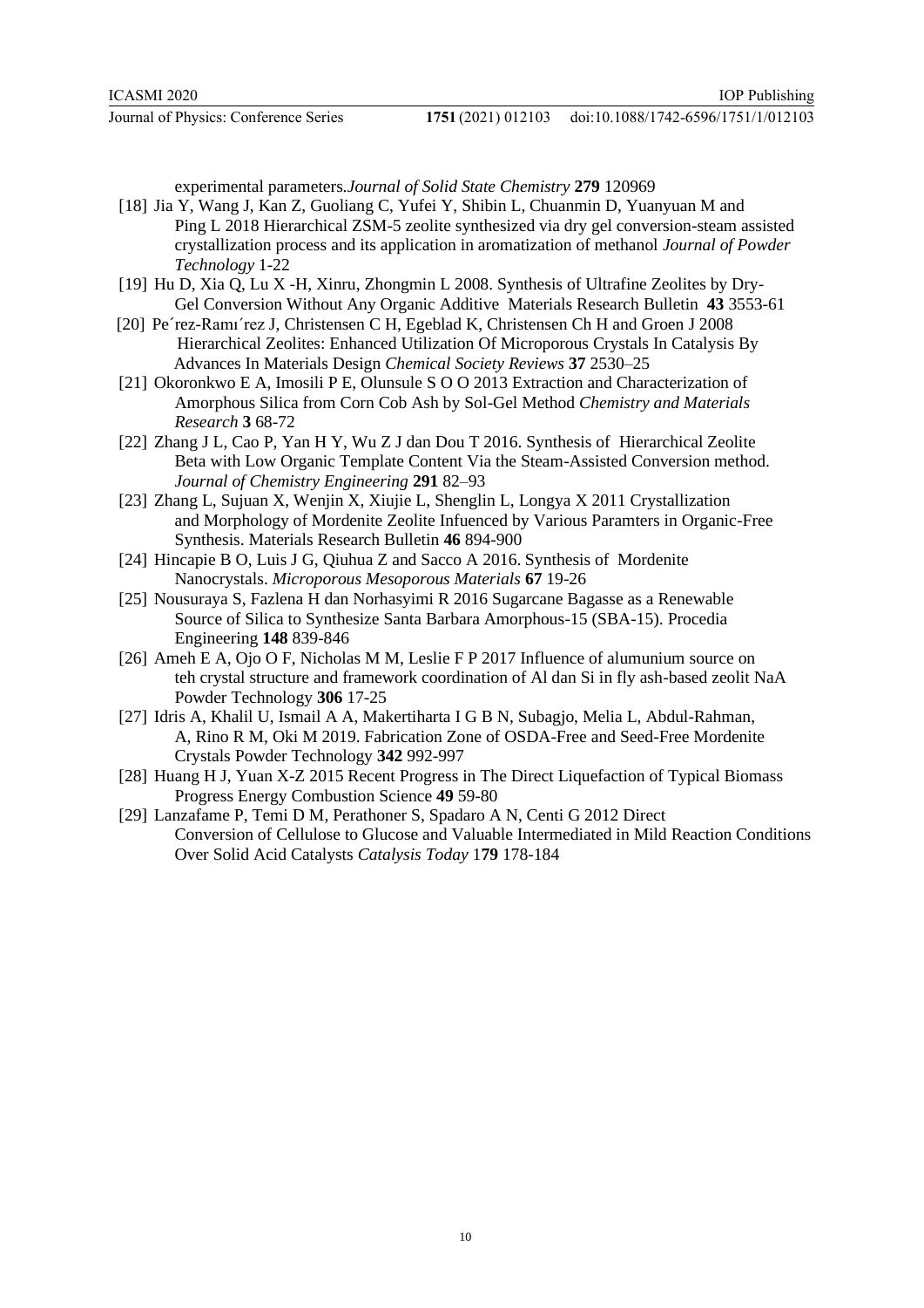experimental parameters.*Journal of Solid State Chemistry* **279** 120969

[18] Jia Y, Wang J, Kan Z, Guoliang C, Yufei Y, Shibin L, Chuanmin D, Yuanyuan M and Ping L 2018 Hierarchical ZSM-5 zeolite synthesized via dry gel conversion-steam assisted crystallization process and its application in aromatization of methanol *Journal of Powder Technology* 1-22

[19] Hu D, Xia Q, Lu X -H, Xinru, Zhongmin L 2008. Synthesis of Ultrafine Zeolites by Dry-Gel Conversion Without Any Organic Additive Materials Research Bulletin **43** 3553-61

[20] Pe´rez-Ramı´rez J, Christensen C H, Egeblad K, Christensen Ch H and Groen J 2008 Hierarchical Zeolites: Enhanced Utilization Of Microporous Crystals In Catalysis By Advances In Materials Design *Chemical Society Reviews* **37** 2530–25

[21] Okoronkwo E A, Imosili P E, Olunsule S O O 2013 Extraction and Characterization of Amorphous Silica from Corn Cob Ash by Sol-Gel Method *Chemistry and Materials Research* **3** 68-72

[22] Zhang J L, Cao P, Yan H Y, Wu Z J dan Dou T 2016. Synthesis of Hierarchical Zeolite Beta with Low Organic Template Content Via the Steam-Assisted Conversion method. *Journal of Chemistry Engineering* **291** 82–93

[23] Zhang L, Sujuan X, Wenjin X, Xiujie L, Shenglin L, Longya X 2011 Crystallization and Morphology of Mordenite Zeolite Infuenced by Various Paramters in Organic-Free Synthesis. Materials Research Bulletin **46** 894-900

[24] Hincapie B O, Luis J G, Qiuhua Z and Sacco A 2016. Synthesis of Mordenite Nanocrystals. *Microporous Mesoporous Materials* **67** 19-26

[25] Nousuraya S, Fazlena H dan Norhasyimi R 2016 Sugarcane Bagasse as a Renewable Source of Silica to Synthesize Santa Barbara Amorphous-15 (SBA-15). Procedia Engineering **148** 839-846

[26] Ameh E A, Ojo O F, Nicholas M M, Leslie F P 2017 Influence of alumunium source on teh crystal structure and framework coordination of Al dan Si in fly ash-based zeolit NaA Powder Technology **306** 17-25

[27] Idris A, Khalil U, Ismail A A, Makertiharta I G B N, Subagjo, Melia L, Abdul-Rahman, A, Rino R M, Oki M 2019. Fabrication Zone of OSDA-Free and Seed-Free Mordenite Crystals Powder Technology **342** 992-997

[28] Huang H J, Yuan X-Z 2015 Recent Progress in The Direct Liquefaction of Typical Biomass Progress Energy Combustion Science **49** 59-80

[29] Lanzafame P, Temi D M, Perathoner S, Spadaro A N, Centi G 2012 Direct Conversion of Cellulose to Glucose and Valuable Intermediated in Mild Reaction Conditions Over Solid Acid Catalysts *Catalysis Today* 1**79** 178-184